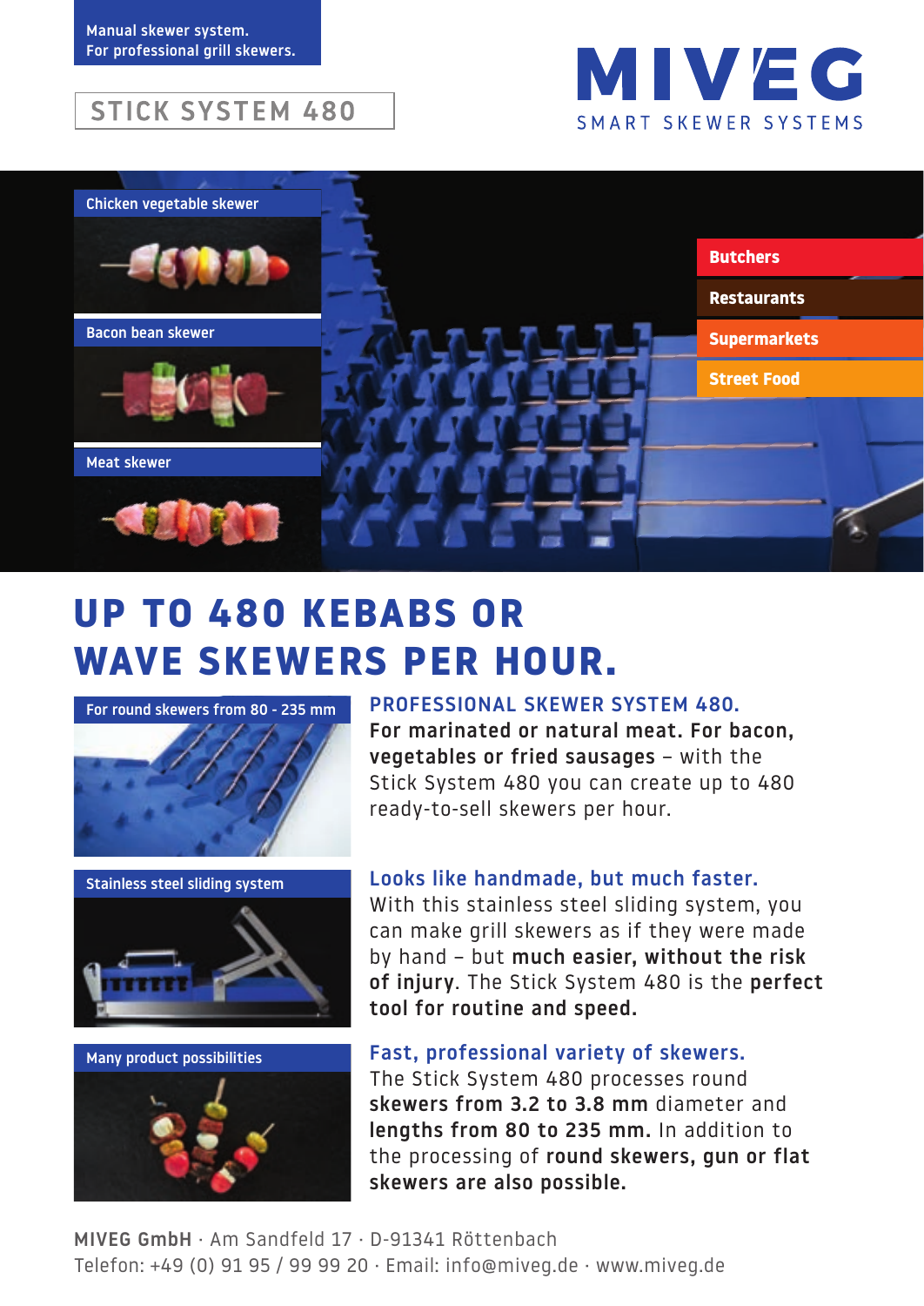Manual skewer system.
For professional grill skewers.

STICK SYSTEM 480

MIVEG
SMART SKEWER SYSTEMS

Chicken vegetable skewer

Bacon bean skewer

Meat skewer

Butchers

Restaurants

Supermarkets

Street Food

# UP TO 480 KEBABS OR WAVE SKEWERS PER HOUR.

For round skewers from 80 - 235 mm

## PROFESSIONAL SKEWER SYSTEM 480.

**For marinated or natural meat. For bacon, vegetables or fried sausages** – with the Stick System 480 you can create up to 480 ready-to-sell skewers per hour.

Stainless steel sliding system

## Looks like handmade, but much faster.

With this stainless steel sliding system, you can make grill skewers as if they were made by hand – but **much easier, without the risk of injury**. The Stick System 480 is the **perfect tool for routine and speed.**

Many product possibilities

## Fast, professional variety of skewers.

The Stick System 480 processes round **skewers from 3.2 to 3.8 mm** diameter and **lengths from 80 to 235 mm.** In addition to the processing of **round skewers, gun or flat skewers are also possible.**

**MIVEG GmbH** · Am Sandfeld 17 · D-91341 Röttenbach
Telefon: +49 (0) 91 95 / 99 99 20 · Email: info@miveg.de · www.miveg.de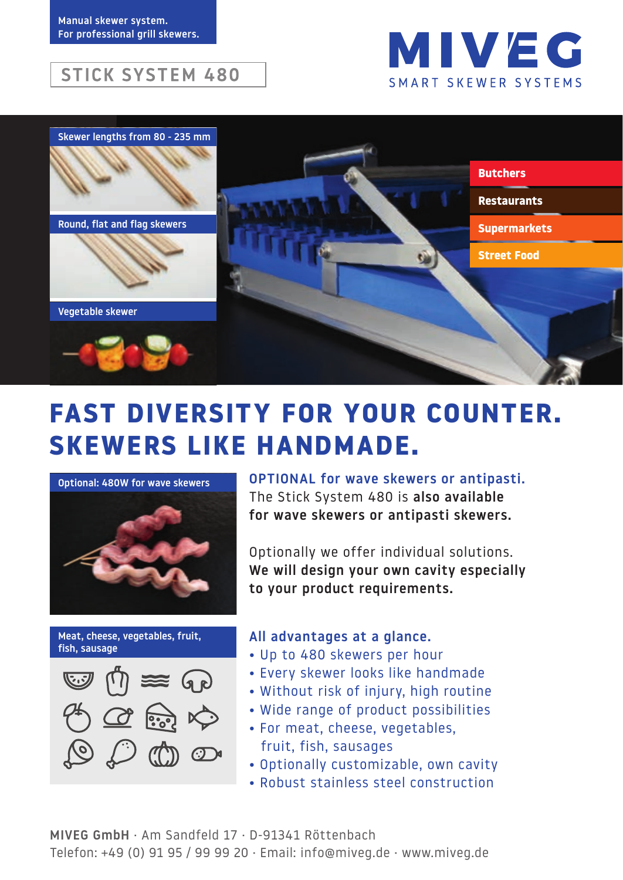Manual skewer system.
For professional grill skewers.

STICK SYSTEM 480

# MIVEG

SMART SKEWER SYSTEMS

Skewer lengths from 80 - 235 mm

Round, flat and flag skewers

Vegetable skewer

Butchers

Restaurants

Supermarkets

Street Food

# FAST DIVERSITY FOR YOUR COUNTER. SKEWERS LIKE HANDMADE.

Optional: 480W for wave skewers

## OPTIONAL for wave skewers or antipasti.

The Stick System 480 is **also available for wave skewers or antipasti skewers.**

Optionally we offer individual solutions. **We will design your own cavity especially to your product requirements.**

Meat, cheese, vegetables, fruit, fish, sausage

## All advantages at a glance.

- Up to 480 skewers per hour
- Every skewer looks like handmade
- Without risk of injury, high routine
- Wide range of product possibilities
- For meat, cheese, vegetables, fruit, fish, sausages
- Optionally customizable, own cavity
- Robust stainless steel construction

**MIVEG GmbH** · Am Sandfeld 17 · D-91341 Röttenbach
Telefon: +49 (0) 91 95 / 99 99 20 · Email: info@miveg.de · www.miveg.de